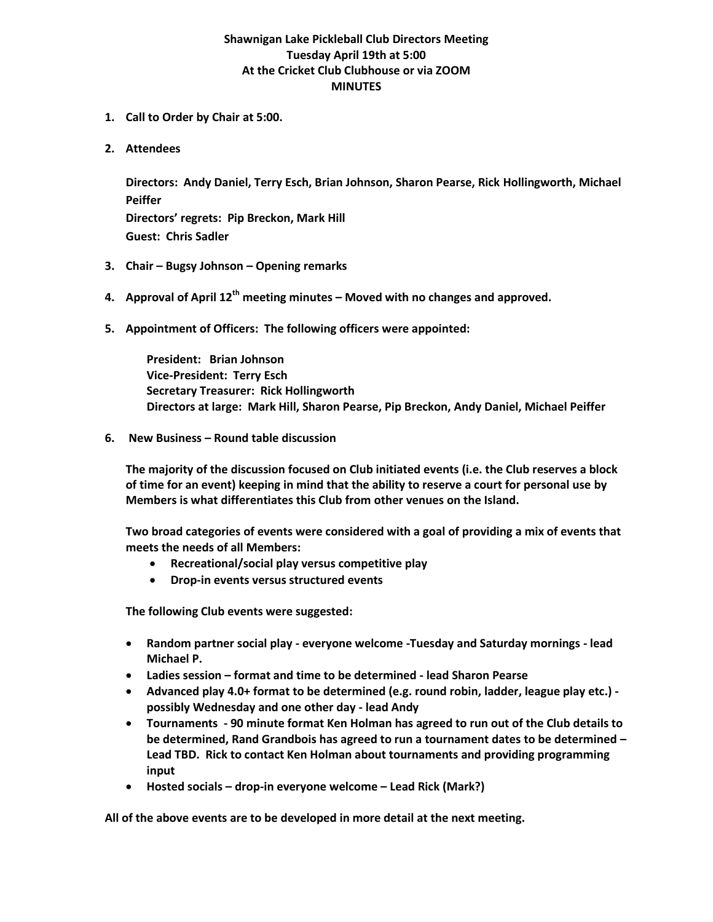# Shawnigan Lake Pickleball Club Directors Meeting
**Tuesday April 19th at 5:00**
**At the Cricket Club Clubhouse or via ZOOM**
**MINUTES**

1. **Call to Order by Chair at 5:00.**

2. **Attendees**

   **Directors: Andy Daniel, Terry Esch, Brian Johnson, Sharon Pearse, Rick Hollingworth, Michael Peiffer**
   **Directors' regrets: Pip Breckon, Mark Hill**
   **Guest: Chris Sadler**

3. **Chair – Bugsy Johnson – Opening remarks**

4. **Approval of April 12th meeting minutes – Moved with no changes and approved.**

5. **Appointment of Officers: The following officers were appointed:**

   **President: Brian Johnson**
   **Vice-President: Terry Esch**
   **Secretary Treasurer: Rick Hollingworth**
   **Directors at large: Mark Hill, Sharon Pearse, Pip Breckon, Andy Daniel, Michael Peiffer**

6. **New Business – Round table discussion**

   **The majority of the discussion focused on Club initiated events (i.e. the Club reserves a block of time for an event) keeping in mind that the ability to reserve a court for personal use by Members is what differentiates this Club from other venues on the Island.**

   **Two broad categories of events were considered with a goal of providing a mix of events that meets the needs of all Members:**
   - **Recreational/social play versus competitive play**
   - **Drop-in events versus structured events**

   **The following Club events were suggested:**

   - **Random partner social play - everyone welcome -Tuesday and Saturday mornings - lead Michael P.**
   - **Ladies session – format and time to be determined - lead Sharon Pearse**
   - **Advanced play 4.0+ format to be determined (e.g. round robin, ladder, league play etc.) - possibly Wednesday and one other day - lead Andy**
   - **Tournaments - 90 minute format Ken Holman has agreed to run out of the Club details to be determined, Rand Grandbois has agreed to run a tournament dates to be determined – Lead TBD. Rick to contact Ken Holman about tournaments and providing programming input**
   - **Hosted socials – drop-in everyone welcome – Lead Rick (Mark?)**

**All of the above events are to be developed in more detail at the next meeting.**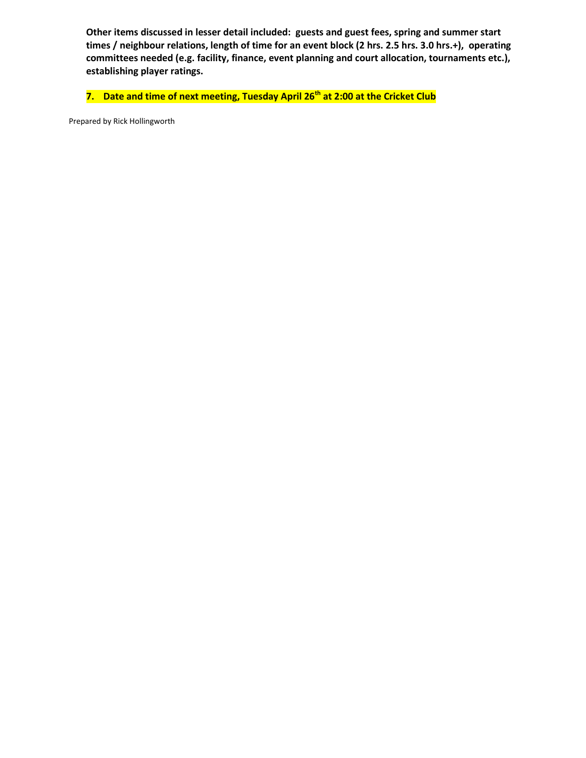**Other items discussed in lesser detail included: guests and guest fees, spring and summer start times / neighbour relations, length of time for an event block (2 hrs. 2.5 hrs. 3.0 hrs.+), operating committees needed (e.g. facility, finance, event planning and court allocation, tournaments etc.), establishing player ratings.**

**7. Date and time of next meeting, Tuesday April 26th at 2:00 at the Cricket Club**

Prepared by Rick Hollingworth